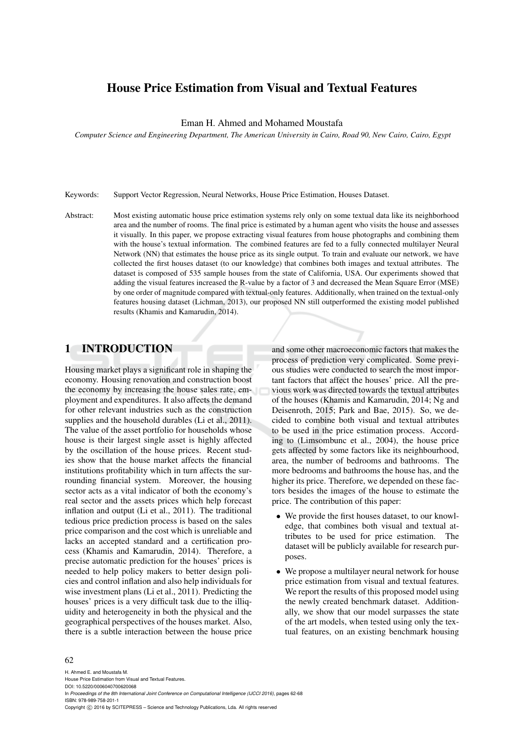# House Price Estimation from Visual and Textual Features

Eman H. Ahmed and Mohamed Moustafa

*Computer Science and Engineering Department, The American University in Cairo, Road 90, New Cairo, Cairo, Egypt*

Keywords: Support Vector Regression, Neural Networks, House Price Estimation, Houses Dataset.

Abstract: Most existing automatic house price estimation systems rely only on some textual data like its neighborhood area and the number of rooms. The final price is estimated by a human agent who visits the house and assesses it visually. In this paper, we propose extracting visual features from house photographs and combining them with the house's textual information. The combined features are fed to a fully connected multilayer Neural Network (NN) that estimates the house price as its single output. To train and evaluate our network, we have collected the first houses dataset (to our knowledge) that combines both images and textual attributes. The dataset is composed of 535 sample houses from the state of California, USA. Our experiments showed that adding the visual features increased the R-value by a factor of 3 and decreased the Mean Square Error (MSE) by one order of magnitude compared with textual-only features. Additionally, when trained on the textual-only features housing dataset (Lichman, 2013), our proposed NN still outperformed the existing model published results (Khamis and Kamarudin, 2014).

## 1 INTRODUCTION

Housing market plays a significant role in shaping the economy. Housing renovation and construction boost the economy by increasing the house sales rate, employment and expenditures. It also affects the demand for other relevant industries such as the construction supplies and the household durables (Li et al., 2011). The value of the asset portfolio for households whose house is their largest single asset is highly affected by the oscillation of the house prices. Recent studies show that the house market affects the financial institutions profitability which in turn affects the surrounding financial system. Moreover, the housing sector acts as a vital indicator of both the economy's real sector and the assets prices which help forecast inflation and output (Li et al., 2011). The traditional tedious price prediction process is based on the sales price comparison and the cost which is unreliable and lacks an accepted standard and a certification process (Khamis and Kamarudin, 2014). Therefore, a precise automatic prediction for the houses' prices is needed to help policy makers to better design policies and control inflation and also help individuals for wise investment plans (Li et al., 2011). Predicting the houses' prices is a very difficult task due to the illiquidity and heterogeneity in both the physical and the geographical perspectives of the houses market. Also, there is a subtle interaction between the house price and some other macroeconomic factors that makes the process of prediction very complicated. Some previous studies were conducted to search the most important factors that affect the houses' price. All the previous work was directed towards the textual attributes of the houses (Khamis and Kamarudin, 2014; Ng and Deisenroth, 2015; Park and Bae, 2015). So, we decided to combine both visual and textual attributes to be used in the price estimation process. According to (Limsombunc et al., 2004), the house price gets affected by some factors like its neighbourhood, area, the number of bedrooms and bathrooms. The more bedrooms and bathrooms the house has, and the higher its price. Therefore, we depended on these factors besides the images of the house to estimate the price. The contribution of this paper:

- We provide the first houses dataset, to our knowledge, that combines both visual and textual attributes to be used for price estimation. The dataset will be publicly available for research purposes.
- We propose a multilayer neural network for house price estimation from visual and textual features. We report the results of this proposed model using the newly created benchmark dataset. Additionally, we show that our model surpasses the state of the art models, when tested using only the textual features, on an existing benchmark housing

H. Ahmed E. and Moustafa M.
House Price Estimation from Visual and Textual Features.
DOI: 10.5220/0006040700620068
In *Proceedings of the 8th International Joint Conference on Computational Intelligence (IJCCI 2016)*, pages 62-68
ISBN: 978-989-758-201-1
Copyright © 2016 by SCITEPRESS – Science and Technology Publications, Lda. All rights reserved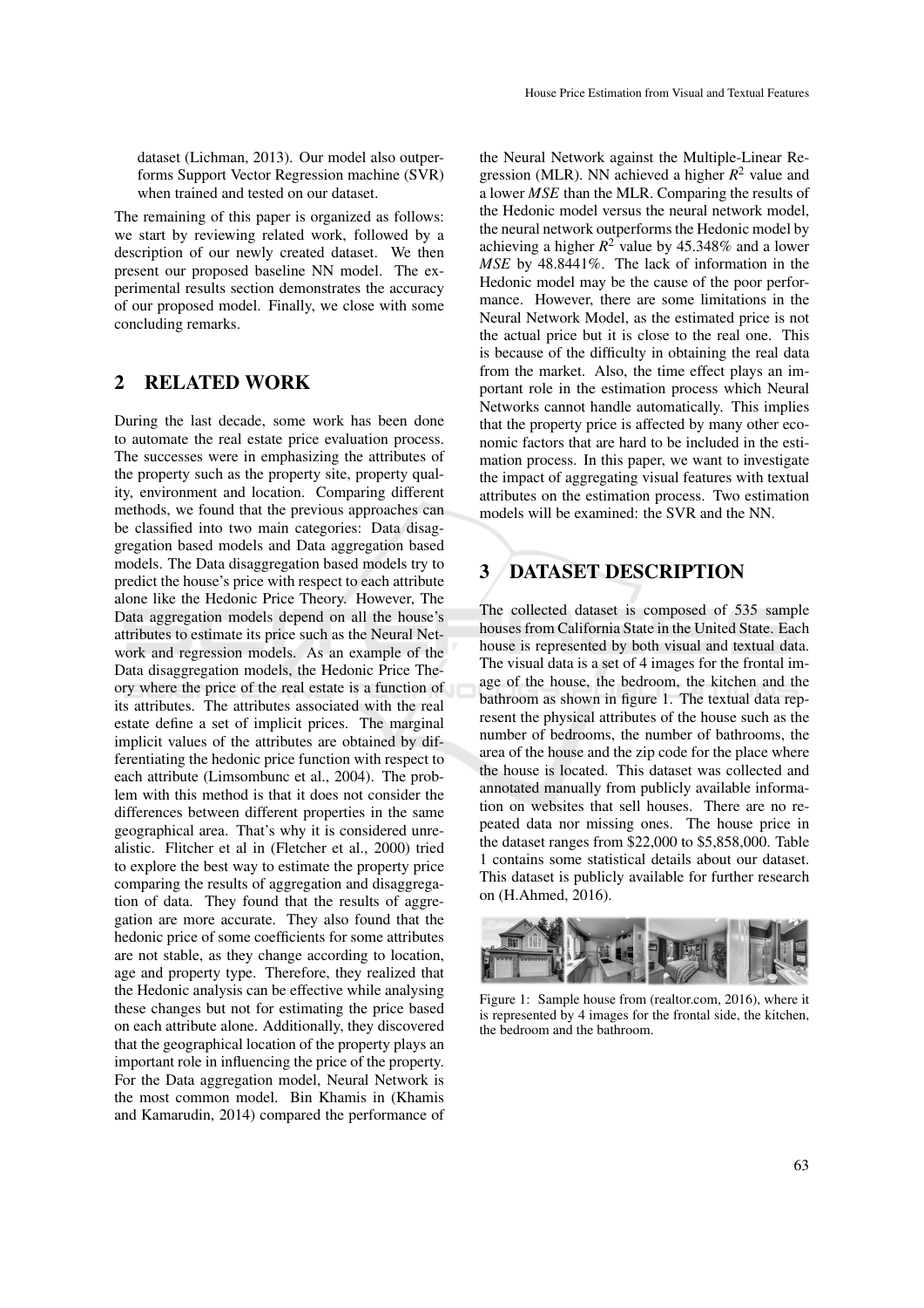dataset (Lichman, 2013). Our model also outperforms Support Vector Regression machine (SVR) when trained and tested on our dataset.

The remaining of this paper is organized as follows: we start by reviewing related work, followed by a description of our newly created dataset. We then present our proposed baseline NN model. The experimental results section demonstrates the accuracy of our proposed model. Finally, we close with some concluding remarks.

## 2 RELATED WORK

During the last decade, some work has been done to automate the real estate price evaluation process. The successes were in emphasizing the attributes of the property such as the property site, property quality, environment and location. Comparing different methods, we found that the previous approaches can be classified into two main categories: Data disaggregation based models and Data aggregation based models. The Data disaggregation based models try to predict the house's price with respect to each attribute alone like the Hedonic Price Theory. However, The Data aggregation models depend on all the house's attributes to estimate its price such as the Neural Network and regression models. As an example of the Data disaggregation models, the Hedonic Price Theory where the price of the real estate is a function of its attributes. The attributes associated with the real estate define a set of implicit prices. The marginal implicit values of the attributes are obtained by differentiating the hedonic price function with respect to each attribute (Limsombunc et al., 2004). The problem with this method is that it does not consider the differences between different properties in the same geographical area. That's why it is considered unrealistic. Flitcher et al in (Fletcher et al., 2000) tried to explore the best way to estimate the property price comparing the results of aggregation and disaggregation of data. They found that the results of aggregation are more accurate. They also found that the hedonic price of some coefficients for some attributes are not stable, as they change according to location, age and property type. Therefore, they realized that the Hedonic analysis can be effective while analysing these changes but not for estimating the price based on each attribute alone. Additionally, they discovered that the geographical location of the property plays an important role in influencing the price of the property. For the Data aggregation model, Neural Network is the most common model. Bin Khamis in (Khamis and Kamarudin, 2014) compared the performance of the Neural Network against the Multiple-Linear Regression (MLR). NN achieved a higher $R^2$ value and a lower *MSE* than the MLR. Comparing the results of the Hedonic model versus the neural network model, the neural network outperforms the Hedonic model by achieving a higher $R^2$ value by 45.348% and a lower *MSE* by 48.8441%. The lack of information in the Hedonic model may be the cause of the poor performance. However, there are some limitations in the Neural Network Model, as the estimated price is not the actual price but it is close to the real one. This is because of the difficulty in obtaining the real data from the market. Also, the time effect plays an important role in the estimation process which Neural Networks cannot handle automatically. This implies that the property price is affected by many other economic factors that are hard to be included in the estimation process. In this paper, we want to investigate the impact of aggregating visual features with textual attributes on the estimation process. Two estimation models will be examined: the SVR and the NN.

## 3 DATASET DESCRIPTION

The collected dataset is composed of 535 sample houses from California State in the United State. Each house is represented by both visual and textual data. The visual data is a set of 4 images for the frontal image of the house, the bedroom, the kitchen and the bathroom as shown in figure 1. The textual data represent the physical attributes of the house such as the number of bedrooms, the number of bathrooms, the area of the house and the zip code for the place where the house is located. This dataset was collected and annotated manually from publicly available information on websites that sell houses. There are no repeated data nor missing ones. The house price in the dataset ranges from \$22,000 to \$5,858,000. Table 1 contains some statistical details about our dataset. This dataset is publicly available for further research on (H.Ahmed, 2016).

Figure 1: Sample house from (realtor.com, 2016), where it is represented by 4 images for the frontal side, the kitchen, the bedroom and the bathroom.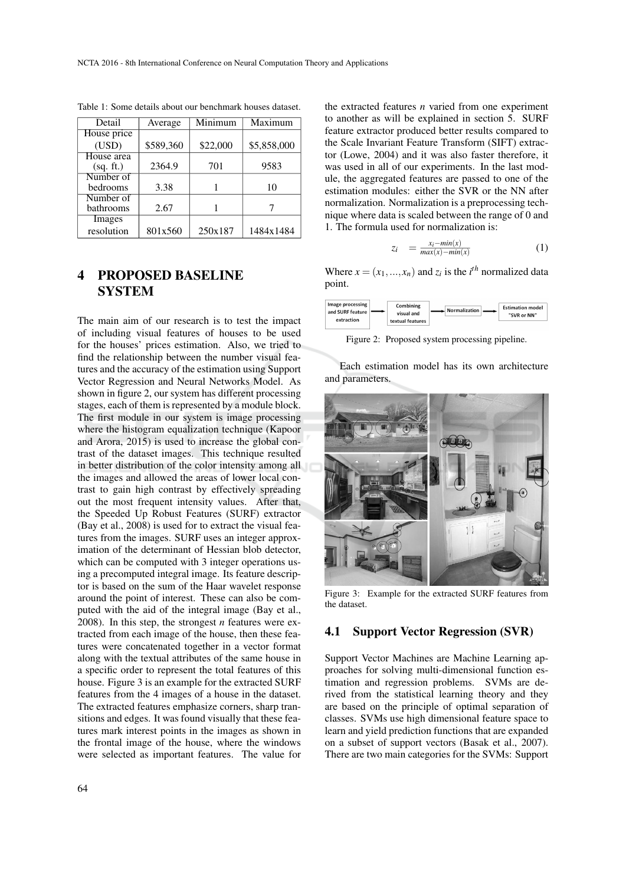Table 1: Some details about our benchmark houses dataset.

| Detail | Average | Minimum | Maximum |
|---|---|---|---|
| House price (USD) | \$589,360 | \$22,000 | \$5,858,000 |
| House area (sq. ft.) | 2364.9 | 701 | 9583 |
| Number of bedrooms | 3.38 | 1 | 10 |
| Number of bathrooms | 2.67 | 1 | 7 |
| Images resolution | 801x560 | 250x187 | 1484x1484 |

## 4 PROPOSED BASELINE SYSTEM

The main aim of our research is to test the impact of including visual features of houses to be used for the houses' prices estimation. Also, we tried to find the relationship between the number visual features and the accuracy of the estimation using Support Vector Regression and Neural Networks Model. As shown in figure 2, our system has different processing stages, each of them is represented by a module block. The first module in our system is image processing where the histogram equalization technique (Kapoor and Arora, 2015) is used to increase the global contrast of the dataset images. This technique resulted in better distribution of the color intensity among all the images and allowed the areas of lower local contrast to gain high contrast by effectively spreading out the most frequent intensity values. After that, the Speeded Up Robust Features (SURF) extractor (Bay et al., 2008) is used for to extract the visual features from the images. SURF uses an integer approximation of the determinant of Hessian blob detector, which can be computed with 3 integer operations using a precomputed integral image. Its feature descriptor is based on the sum of the Haar wavelet response around the point of interest. These can also be computed with the aid of the integral image (Bay et al., 2008). In this step, the strongest $n$ features were extracted from each image of the house, then these features were concatenated together in a vector format along with the textual attributes of the same house in a specific order to represent the total features of this house. Figure 3 is an example for the extracted SURF features from the 4 images of a house in the dataset. The extracted features emphasize corners, sharp transitions and edges. It was found visually that these features mark interest points in the images as shown in the frontal image of the house, where the windows were selected as important features. The value for the extracted features $n$ varied from one experiment to another as will be explained in section 5. SURF feature extractor produced better results compared to the Scale Invariant Feature Transform (SIFT) extractor (Lowe, 2004) and it was also faster therefore, it was used in all of our experiments. In the last module, the aggregated features are passed to one of the estimation modules: either the SVR or the NN after normalization. Normalization is a preprocessing technique where data is scaled between the range of 0 and 1. The formula used for normalization is:

$$z_i = \frac{x_i - min(x)}{max(x) - min(x)} \tag{1}$$

Where $x = (x_1, ..., x_n)$ and $z_i$ is the $i^{th}$ normalized data point.

Image processing and SURF feature extraction → Combining visual and textual features → Normalization → Estimation model "SVR or NN"

Figure 2: Proposed system processing pipeline.

Each estimation model has its own architecture and parameters.

Figure 3: Example for the extracted SURF features from the dataset.

### 4.1 Support Vector Regression (SVR)

Support Vector Machines are Machine Learning approaches for solving multi-dimensional function estimation and regression problems. SVMs are derived from the statistical learning theory and they are based on the principle of optimal separation of classes. SVMs use high dimensional feature space to learn and yield prediction functions that are expanded on a subset of support vectors (Basak et al., 2007). There are two main categories for the SVMs: Support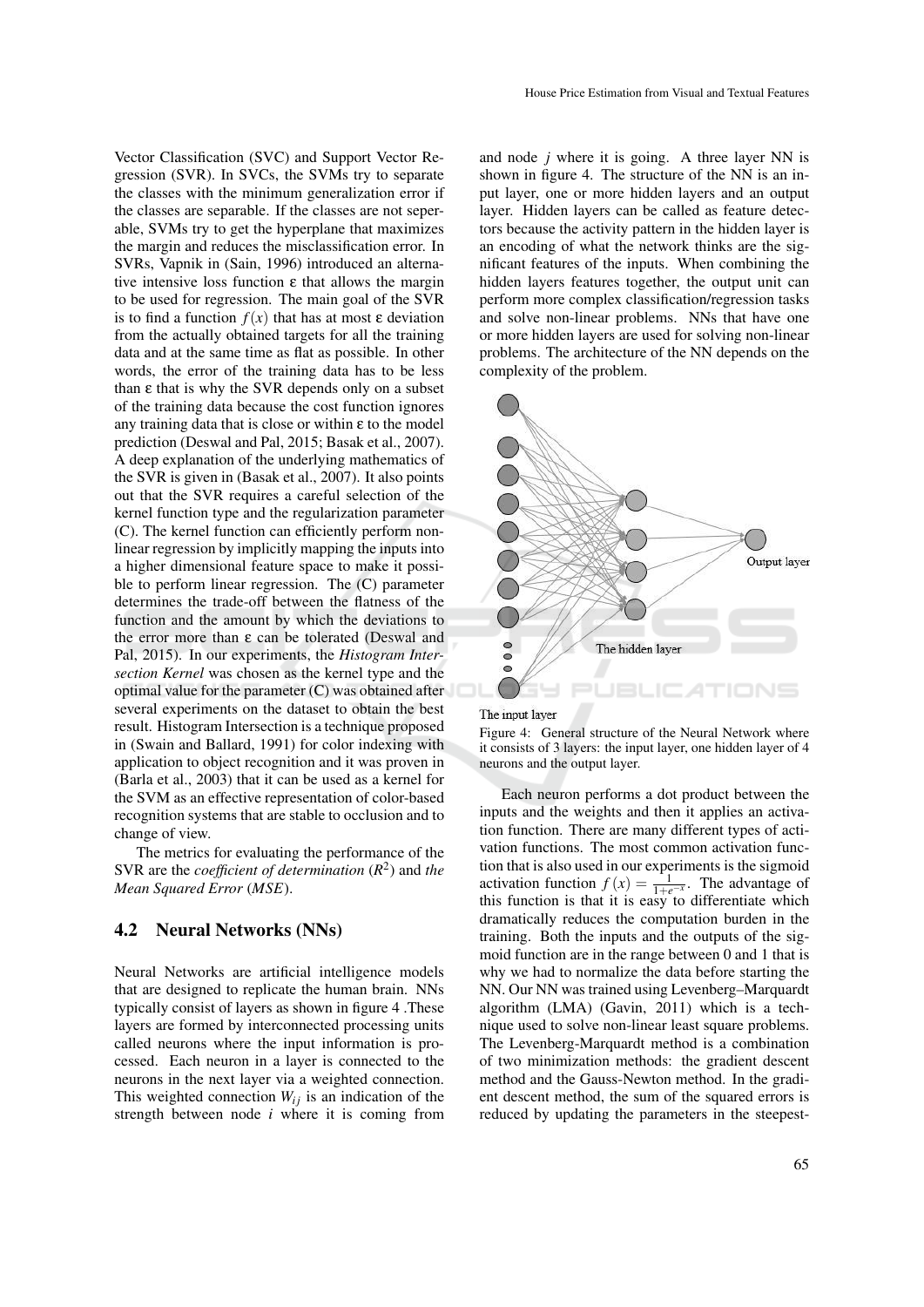Vector Classification (SVC) and Support Vector Regression (SVR). In SVCs, the SVMs try to separate the classes with the minimum generalization error if the classes are separable. If the classes are not seperable, SVMs try to get the hyperplane that maximizes the margin and reduces the misclassification error. In SVRs, Vapnik in (Sain, 1996) introduced an alternative intensive loss function $\varepsilon$ that allows the margin to be used for regression. The main goal of the SVR is to find a function $f(x)$ that has at most $\varepsilon$ deviation from the actually obtained targets for all the training data and at the same time as flat as possible. In other words, the error of the training data has to be less than $\varepsilon$ that is why the SVR depends only on a subset of the training data because the cost function ignores any training data that is close or within $\varepsilon$ to the model prediction (Deswal and Pal, 2015; Basak et al., 2007). A deep explanation of the underlying mathematics of the SVR is given in (Basak et al., 2007). It also points out that the SVR requires a careful selection of the kernel function type and the regularization parameter (C). The kernel function can efficiently perform non-linear regression by implicitly mapping the inputs into a higher dimensional feature space to make it possible to perform linear regression. The (C) parameter determines the trade-off between the flatness of the function and the amount by which the deviations to the error more than $\varepsilon$ can be tolerated (Deswal and Pal, 2015). In our experiments, the *Histogram Intersection Kernel* was chosen as the kernel type and the optimal value for the parameter (C) was obtained after several experiments on the dataset to obtain the best result. Histogram Intersection is a technique proposed in (Swain and Ballard, 1991) for color indexing with application to object recognition and it was proven in (Barla et al., 2003) that it can be used as a kernel for the SVM as an effective representation of color-based recognition systems that are stable to occlusion and to change of view.

The metrics for evaluating the performance of the SVR are the *coefficient of determination* ($R^2$) and *the Mean Squared Error* (*MSE*).

## 4.2 Neural Networks (NNs)

Neural Networks are artificial intelligence models that are designed to replicate the human brain. NNs typically consist of layers as shown in figure 4 .These layers are formed by interconnected processing units called neurons where the input information is processed. Each neuron in a layer is connected to the neurons in the next layer via a weighted connection. This weighted connection $W_{ij}$ is an indication of the strength between node $i$ where it is coming from and node $j$ where it is going. A three layer NN is shown in figure 4. The structure of the NN is an input layer, one or more hidden layers and an output layer. Hidden layers can be called as feature detectors because the activity pattern in the hidden layer is an encoding of what the network thinks are the significant features of the inputs. When combining the hidden layers features together, the output unit can perform more complex classification/regression tasks and solve non-linear problems. NNs that have one or more hidden layers are used for solving non-linear problems. The architecture of the NN depends on the complexity of the problem.

Figure 4: General structure of the Neural Network where it consists of 3 layers: the input layer, one hidden layer of 4 neurons and the output layer.

Each neuron performs a dot product between the inputs and the weights and then it applies an activation function. There are many different types of activation functions. The most common activation function that is also used in our experiments is the sigmoid activation function $f(x) = \frac{1}{1+e^{-x}}$. The advantage of this function is that it is easy to differentiate which dramatically reduces the computation burden in the training. Both the inputs and the outputs of the sigmoid function are in the range between 0 and 1 that is why we had to normalize the data before starting the NN. Our NN was trained using Levenberg–Marquardt algorithm (LMA) (Gavin, 2011) which is a technique used to solve non-linear least square problems. The Levenberg-Marquardt method is a combination of two minimization methods: the gradient descent method and the Gauss-Newton method. In the gradient descent method, the sum of the squared errors is reduced by updating the parameters in the steepest-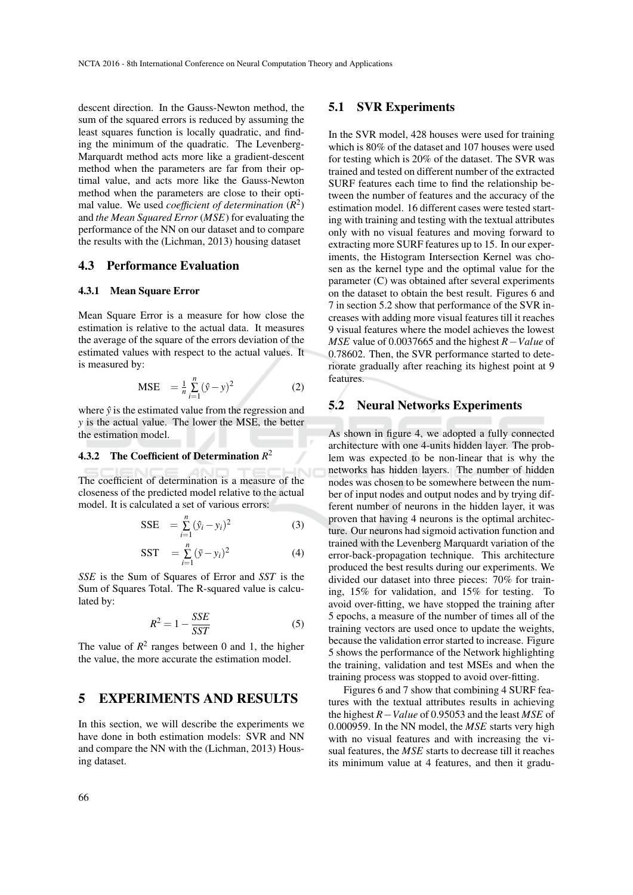descent direction. In the Gauss-Newton method, the sum of the squared errors is reduced by assuming the least squares function is locally quadratic, and finding the minimum of the quadratic. The Levenberg-Marquardt method acts more like a gradient-descent method when the parameters are far from their optimal value, and acts more like the Gauss-Newton method when the parameters are close to their optimal value. We used *coefficient of determination* ($R^2$) and *the Mean Squared Error* (*MSE*) for evaluating the performance of the NN on our dataset and to compare the results with the (Lichman, 2013) housing dataset

### 4.3 Performance Evaluation

#### 4.3.1 Mean Square Error

Mean Square Error is a measure for how close the estimation is relative to the actual data. It measures the average of the square of the errors deviation of the estimated values with respect to the actual values. It is measured by:

$$\text{MSE} = \frac{1}{n}\sum_{i=1}^{n}(\hat{y}-y)^2 \tag{2}$$

where $\hat{y}$ is the estimated value from the regression and $y$ is the actual value. The lower the MSE, the better the estimation model.

#### 4.3.2 The Coefficient of Determination $R^2$

The coefficient of determination is a measure of the closeness of the predicted model relative to the actual model. It is calculated a set of various errors:

$$\text{SSE} = \sum_{i=1}^{n}(\hat{y}_i - y_i)^2 \tag{3}$$

$$\text{SST} = \sum_{i=1}^{n}(\bar{y} - y_i)^2 \tag{4}$$

*SSE* is the Sum of Squares of Error and *SST* is the Sum of Squares Total. The R-squared value is calculated by:

$$R^2 = 1 - \frac{SSE}{SST} \tag{5}$$

The value of $R^2$ ranges between 0 and 1, the higher the value, the more accurate the estimation model.

## 5 EXPERIMENTS AND RESULTS

In this section, we will describe the experiments we have done in both estimation models: SVR and NN and compare the NN with the (Lichman, 2013) Housing dataset.

### 5.1 SVR Experiments

In the SVR model, 428 houses were used for training which is 80% of the dataset and 107 houses were used for testing which is 20% of the dataset. The SVR was trained and tested on different number of the extracted SURF features each time to find the relationship between the number of features and the accuracy of the estimation model. 16 different cases were tested starting with training and testing with the textual attributes only with no visual features and moving forward to extracting more SURF features up to 15. In our experiments, the Histogram Intersection Kernel was chosen as the kernel type and the optimal value for the parameter (C) was obtained after several experiments on the dataset to obtain the best result. Figures 6 and 7 in section 5.2 show that performance of the SVR increases with adding more visual features till it reaches 9 visual features where the model achieves the lowest *MSE* value of 0.0037665 and the highest $R-Value$ of 0.78602. Then, the SVR performance started to deteriorate gradually after reaching its highest point at 9 features.

### 5.2 Neural Networks Experiments

As shown in figure 4, we adopted a fully connected architecture with one 4-units hidden layer. The problem was expected to be non-linear that is why the networks has hidden layers. The number of hidden nodes was chosen to be somewhere between the number of input nodes and output nodes and by trying different number of neurons in the hidden layer, it was proven that having 4 neurons is the optimal architecture. Our neurons had sigmoid activation function and trained with the Levenberg Marquardt variation of the error-back-propagation technique. This architecture produced the best results during our experiments. We divided our dataset into three pieces: 70% for training, 15% for validation, and 15% for testing. To avoid over-fitting, we have stopped the training after 5 epochs, a measure of the number of times all of the training vectors are used once to update the weights, because the validation error started to increase. Figure 5 shows the performance of the Network highlighting the training, validation and test MSEs and when the training process was stopped to avoid over-fitting.

Figures 6 and 7 show that combining 4 SURF features with the textual attributes results in achieving the highest $R-Value$ of 0.95053 and the least *MSE* of 0.000959. In the NN model, the *MSE* starts very high with no visual features and with increasing the visual features, the *MSE* starts to decrease till it reaches its minimum value at 4 features, and then it gradu-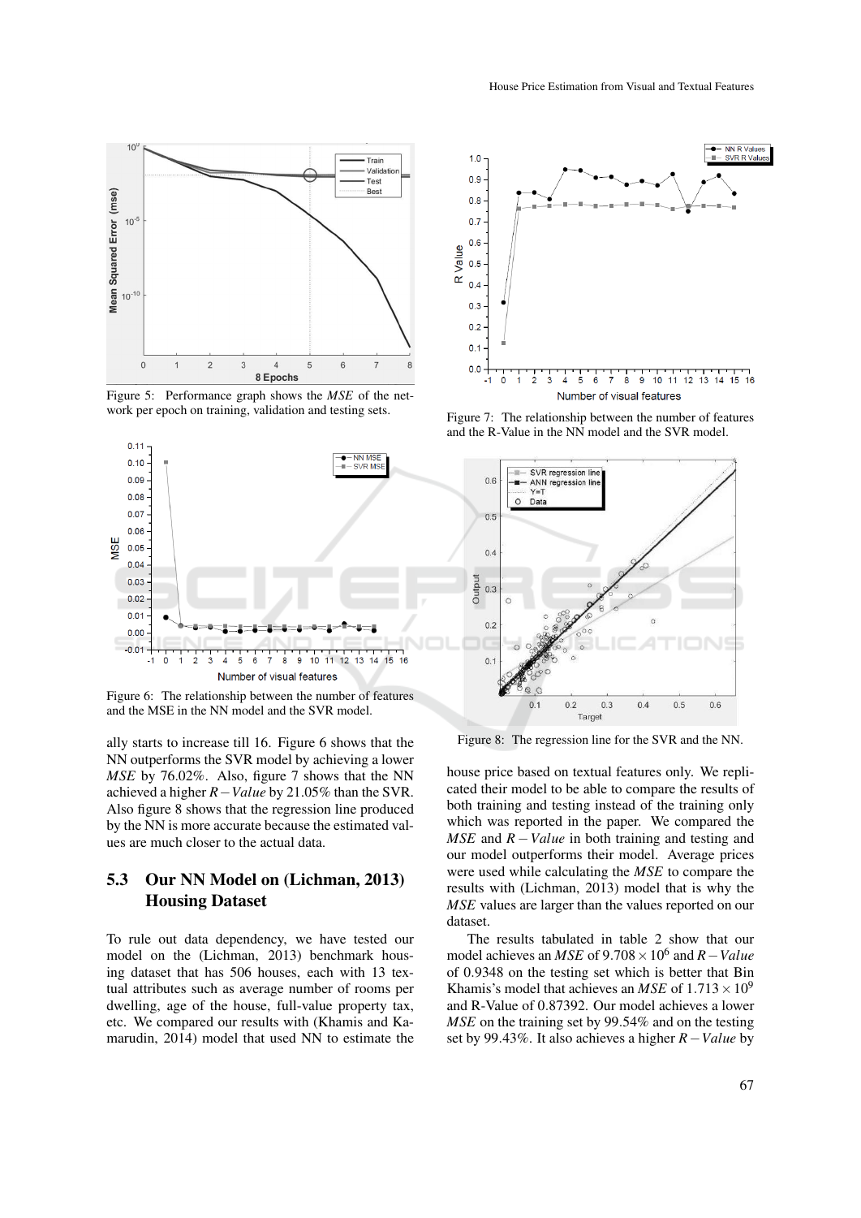Figure 5: Performance graph shows the *MSE* of the network per epoch on training, validation and testing sets.

Figure 6: The relationship between the number of features and the MSE in the NN model and the SVR model.

ally starts to increase till 16. Figure 6 shows that the NN outperforms the SVR model by achieving a lower *MSE* by 76.02%. Also, figure 7 shows that the NN achieved a higher $R-Value$ by 21.05% than the SVR. Also figure 8 shows that the regression line produced by the NN is more accurate because the estimated values are much closer to the actual data.

## 5.3 Our NN Model on (Lichman, 2013) Housing Dataset

To rule out data dependency, we have tested our model on the (Lichman, 2013) benchmark housing dataset that has 506 houses, each with 13 textual attributes such as average number of rooms per dwelling, age of the house, full-value property tax, etc. We compared our results with (Khamis and Kamarudin, 2014) model that used NN to estimate the house price based on textual features only. We replicated their model to be able to compare the results of both training and testing instead of the training only which was reported in the paper. We compared the *MSE* and $R-Value$ in both training and testing and our model outperforms their model. Average prices were used while calculating the *MSE* to compare the results with (Lichman, 2013) model that is why the *MSE* values are larger than the values reported on our dataset.

Figure 7: The relationship between the number of features and the R-Value in the NN model and the SVR model.

Figure 8: The regression line for the SVR and the NN.

The results tabulated in table 2 show that our model achieves an *MSE* of $9.708 \times 10^6$ and $R-Value$ of 0.9348 on the testing set which is better that Bin Khamis's model that achieves an *MSE* of $1.713 \times 10^9$ and R-Value of 0.87392. Our model achieves a lower *MSE* on the training set by 99.54% and on the testing set by 99.43%. It also achieves a higher $R-Value$ by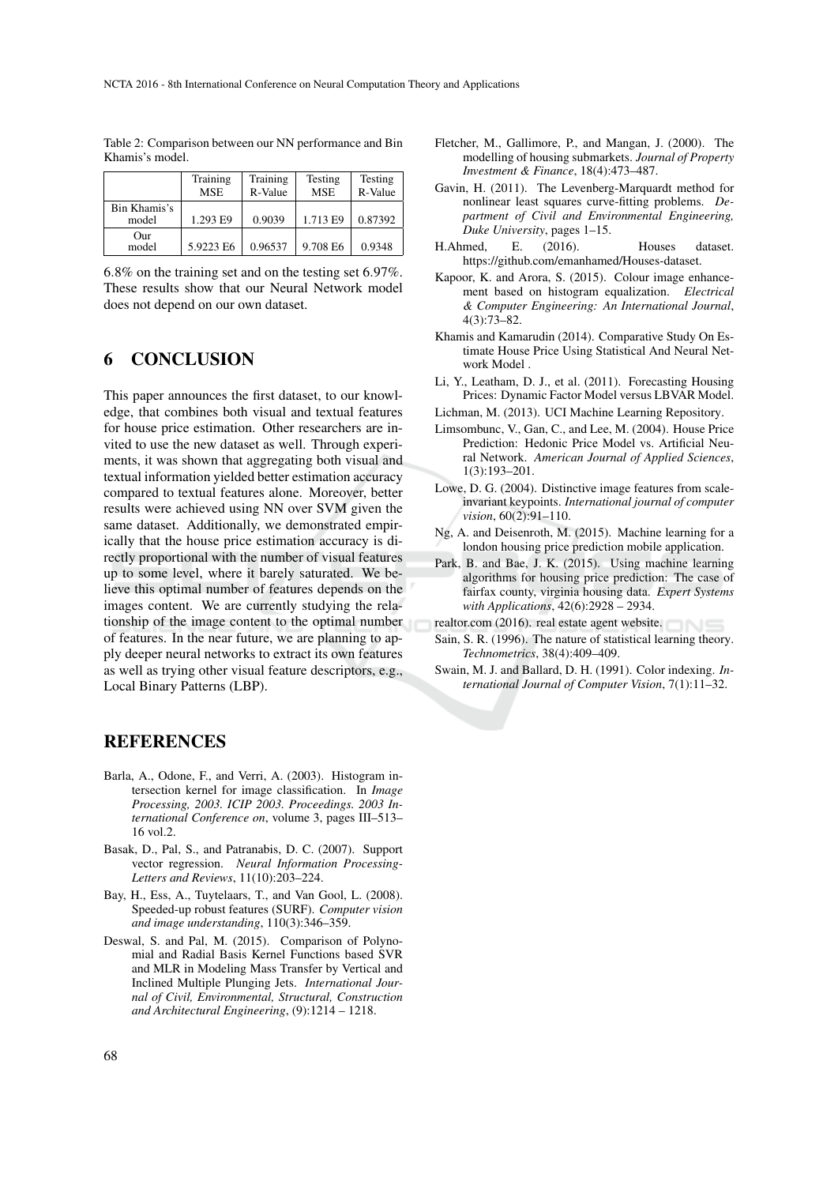Table 2: Comparison between our NN performance and Bin Khamis's model.

| | Training MSE | Training R-Value | Testing MSE | Testing R-Value |
|---|---|---|---|---|
| Bin Khamis's model | 1.293 E9 | 0.9039 | 1.713 E9 | 0.87392 |
| Our model | 5.9223 E6 | 0.96537 | 9.708 E6 | 0.9348 |

6.8% on the training set and on the testing set 6.97%. These results show that our Neural Network model does not depend on our own dataset.

## 6 CONCLUSION

This paper announces the first dataset, to our knowledge, that combines both visual and textual features for house price estimation. Other researchers are invited to use the new dataset as well. Through experiments, it was shown that aggregating both visual and textual information yielded better estimation accuracy compared to textual features alone. Moreover, better results were achieved using NN over SVM given the same dataset. Additionally, we demonstrated empirically that the house price estimation accuracy is directly proportional with the number of visual features up to some level, where it barely saturated. We believe this optimal number of features depends on the images content. We are currently studying the relationship of the image content to the optimal number of features. In the near future, we are planning to apply deeper neural networks to extract its own features as well as trying other visual feature descriptors, e.g., Local Binary Patterns (LBP).

## REFERENCES

Barla, A., Odone, F., and Verri, A. (2003). Histogram intersection kernel for image classification. In *Image Processing, 2003. ICIP 2003. Proceedings. 2003 International Conference on*, volume 3, pages III–513–16 vol.2.

Basak, D., Pal, S., and Patranabis, D. C. (2007). Support vector regression. *Neural Information Processing-Letters and Reviews*, 11(10):203–224.

Bay, H., Ess, A., Tuytelaars, T., and Van Gool, L. (2008). Speeded-up robust features (SURF). *Computer vision and image understanding*, 110(3):346–359.

Deswal, S. and Pal, M. (2015). Comparison of Polynomial and Radial Basis Kernel Functions based SVR and MLR in Modeling Mass Transfer by Vertical and Inclined Multiple Plunging Jets. *International Journal of Civil, Environmental, Structural, Construction and Architectural Engineering*, (9):1214 – 1218.

Fletcher, M., Gallimore, P., and Mangan, J. (2000). The modelling of housing submarkets. *Journal of Property Investment & Finance*, 18(4):473–487.

Gavin, H. (2011). The Levenberg-Marquardt method for nonlinear least squares curve-fitting problems. *Department of Civil and Environmental Engineering, Duke University*, pages 1–15.

H.Ahmed, E. (2016). Houses dataset. https://github.com/emanhamed/Houses-dataset.

Kapoor, K. and Arora, S. (2015). Colour image enhancement based on histogram equalization. *Electrical & Computer Engineering: An International Journal*, 4(3):73–82.

Khamis and Kamarudin (2014). Comparative Study On Estimate House Price Using Statistical And Neural Network Model .

Li, Y., Leatham, D. J., et al. (2011). Forecasting Housing Prices: Dynamic Factor Model versus LBVAR Model.

Lichman, M. (2013). UCI Machine Learning Repository.

Limsombunc, V., Gan, C., and Lee, M. (2004). House Price Prediction: Hedonic Price Model vs. Artificial Neural Network. *American Journal of Applied Sciences*, 1(3):193–201.

Lowe, D. G. (2004). Distinctive image features from scale-invariant keypoints. *International journal of computer vision*, 60(2):91–110.

Ng, A. and Deisenroth, M. (2015). Machine learning for a london housing price prediction mobile application.

Park, B. and Bae, J. K. (2015). Using machine learning algorithms for housing price prediction: The case of fairfax county, virginia housing data. *Expert Systems with Applications*, 42(6):2928 – 2934.

realtor.com (2016). real estate agent website.

Sain, S. R. (1996). The nature of statistical learning theory. *Technometrics*, 38(4):409–409.

Swain, M. J. and Ballard, D. H. (1991). Color indexing. *International Journal of Computer Vision*, 7(1):11–32.